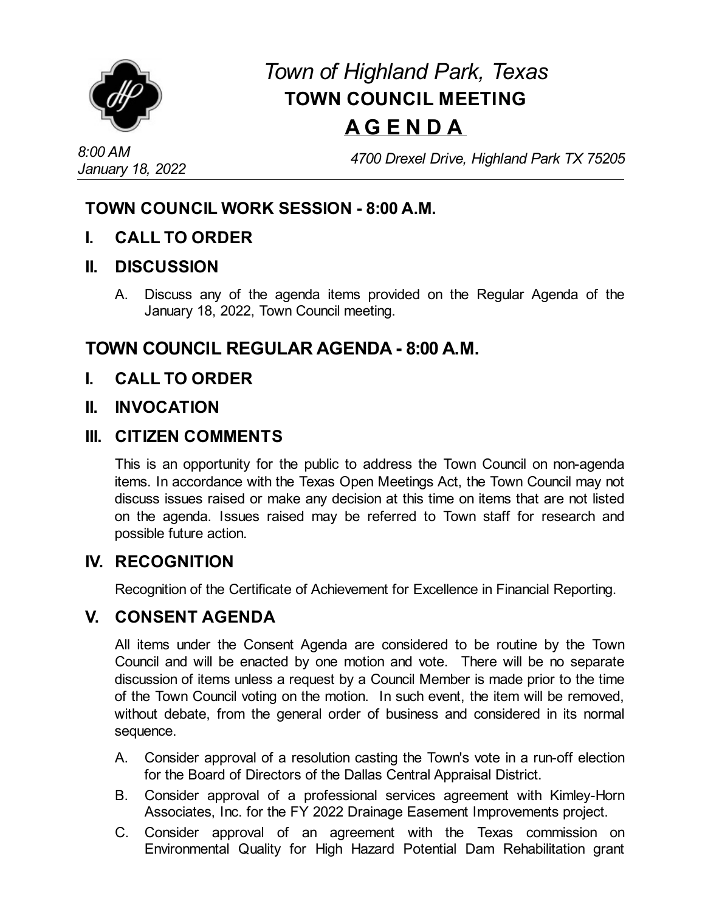# *Town of Highland Park, Texas*
## TOWN COUNCIL MEETING
## A G E N D A

*8:00 AM*
*January 18, 2022*

*4700 Drexel Drive, Highland Park TX 75205*

---

## TOWN COUNCIL WORK SESSION - 8:00 A.M.

### I. CALL TO ORDER

### II. DISCUSSION

A. Discuss any of the agenda items provided on the Regular Agenda of the January 18, 2022, Town Council meeting.

## TOWN COUNCIL REGULAR AGENDA - 8:00 A.M.

### I. CALL TO ORDER

### II. INVOCATION

### III. CITIZEN COMMENTS

This is an opportunity for the public to address the Town Council on non-agenda items. In accordance with the Texas Open Meetings Act, the Town Council may not discuss issues raised or make any decision at this time on items that are not listed on the agenda. Issues raised may be referred to Town staff for research and possible future action.

### IV. RECOGNITION

Recognition of the Certificate of Achievement for Excellence in Financial Reporting.

### V. CONSENT AGENDA

All items under the Consent Agenda are considered to be routine by the Town Council and will be enacted by one motion and vote. There will be no separate discussion of items unless a request by a Council Member is made prior to the time of the Town Council voting on the motion. In such event, the item will be removed, without debate, from the general order of business and considered in its normal sequence.

A. Consider approval of a resolution casting the Town's vote in a run-off election for the Board of Directors of the Dallas Central Appraisal District.

B. Consider approval of a professional services agreement with Kimley-Horn Associates, Inc. for the FY 2022 Drainage Easement Improvements project.

C. Consider approval of an agreement with the Texas commission on Environmental Quality for High Hazard Potential Dam Rehabilitation grant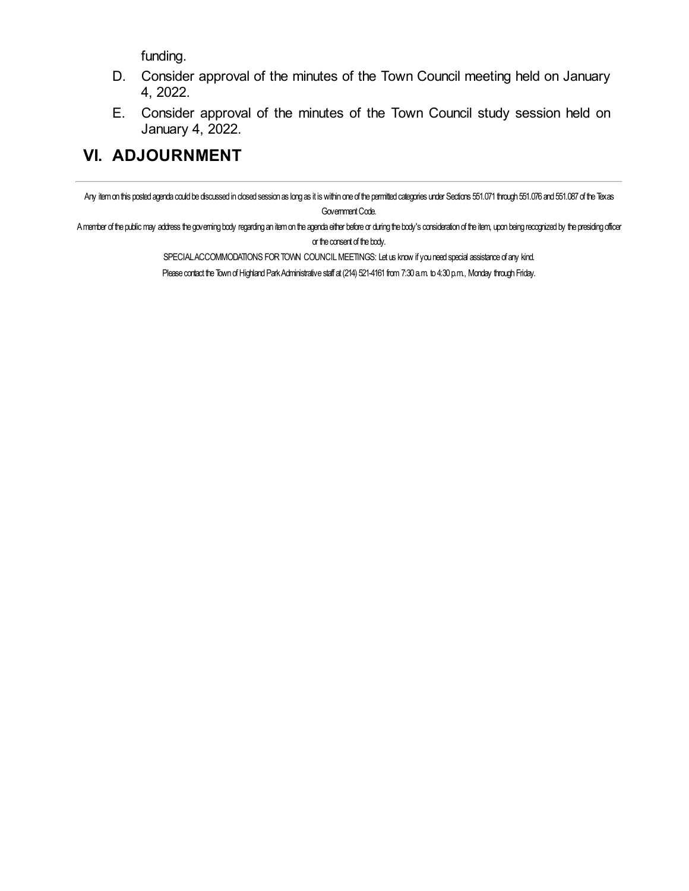funding.

D. Consider approval of the minutes of the Town Council meeting held on January 4, 2022.

E. Consider approval of the minutes of the Town Council study session held on January 4, 2022.

## VI. ADJOURNMENT

---

Any item on this posted agenda could be discussed in closed session as long as it is within one of the permitted categories under Sections 551.071 through 551.076 and 551.087 of the Texas Government Code.

A member of the public may address the governing body regarding an item on the agenda either before or during the body's consideration of the item, upon being recognized by the presiding officer or the consent of the body.

SPECIAL ACCOMMODATIONS FOR TOWN COUNCIL MEETINGS: Let us know if you need special assistance of any kind.

Please contact the Town of Highland Park Administrative staff at (214) 521-4161 from 7:30 a.m. to 4:30 p.m., Monday through Friday.